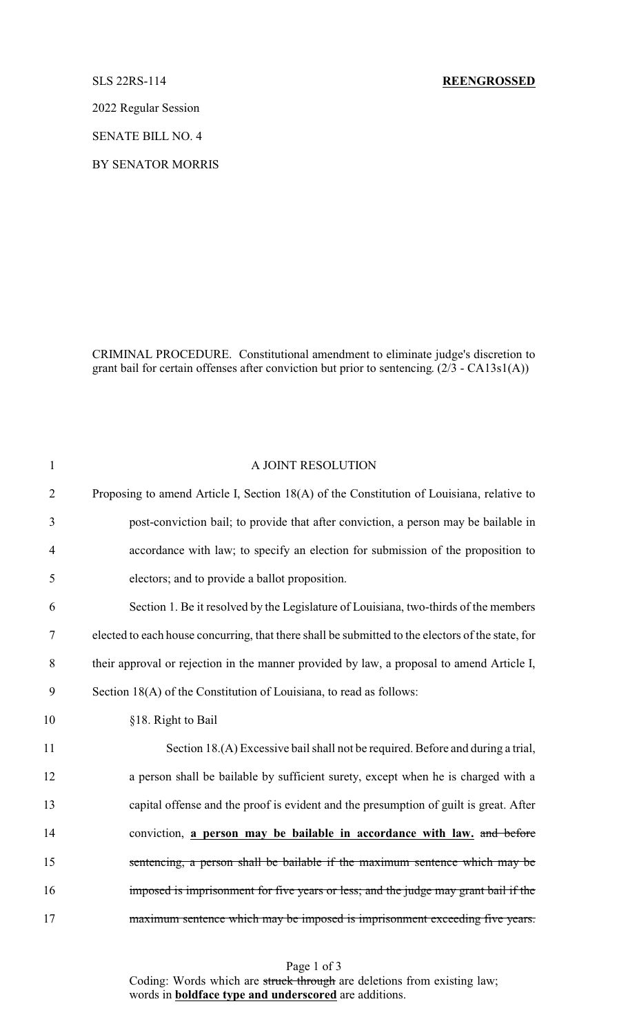SLS 22RS-114 **REENGROSSED**

2022 Regular Session

SENATE BILL NO. 4

BY SENATOR MORRIS

CRIMINAL PROCEDURE. Constitutional amendment to eliminate judge's discretion to grant bail for certain offenses after conviction but prior to sentencing. (2/3 - CA13s1(A))

1 A JOINT RESOLUTION

2 Proposing to amend Article I, Section 18(A) of the Constitution of Louisiana, relative to
3 post-conviction bail; to provide that after conviction, a person may be bailable in
4 accordance with law; to specify an election for submission of the proposition to
5 electors; and to provide a ballot proposition.

6 Section 1. Be it resolved by the Legislature of Louisiana, two-thirds of the members
7 elected to each house concurring, that there shall be submitted to the electors of the state, for
8 their approval or rejection in the manner provided by law, a proposal to amend Article I,
9 Section 18(A) of the Constitution of Louisiana, to read as follows:

10 §18. Right to Bail

11 Section 18.(A) Excessive bail shall not be required. Before and during a trial,
12 a person shall be bailable by sufficient surety, except when he is charged with a
13 capital offense and the proof is evident and the presumption of guilt is great. After
14 conviction, **<u>a person may be bailable in accordance with law.</u>** ~~and before~~
15 ~~sentencing, a person shall be bailable if the maximum sentence which may be~~
16 ~~imposed is imprisonment for five years or less; and the judge may grant bail if the~~
17 ~~maximum sentence which may be imposed is imprisonment exceeding five years.~~

Coding: Words which are ~~struck through~~ are deletions from existing law; words in **<u>boldface type and underscored</u>** are additions.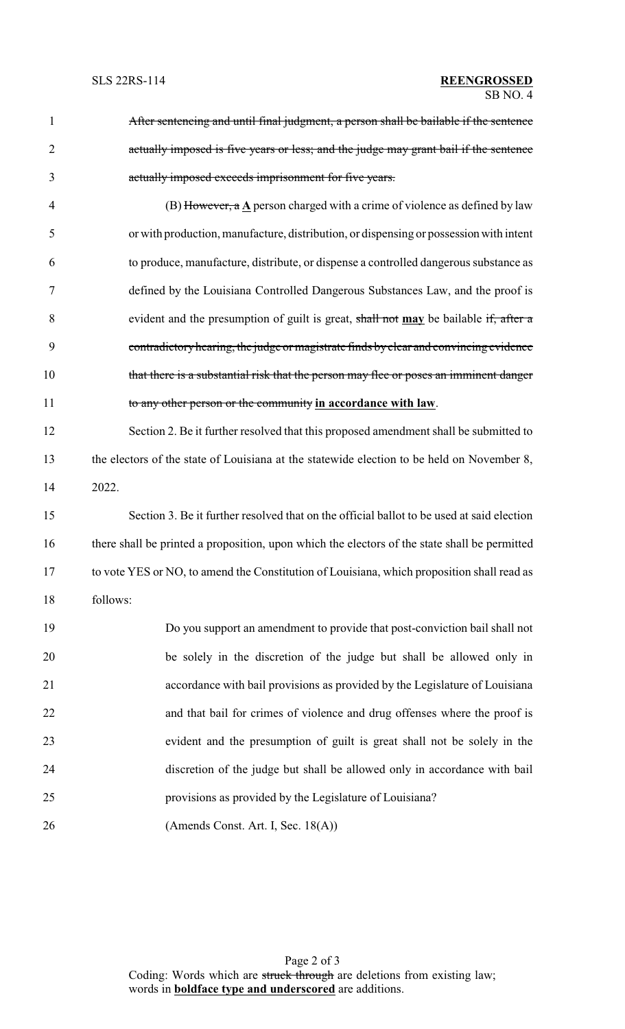~~After sentencing and until final judgment, a person shall be bailable if the sentence actually imposed is five years or less; and the judge may grant bail if the sentence actually imposed exceeds imprisonment for five years.~~

(B) ~~However, a~~ **<u>A</u>** person charged with a crime of violence as defined by law or with production, manufacture, distribution, or dispensing or possession with intent to produce, manufacture, distribute, or dispense a controlled dangerous substance as defined by the Louisiana Controlled Dangerous Substances Law, and the proof is evident and the presumption of guilt is great, ~~shall not~~ **<u>may</u>** be bailable ~~if, after a contradictory hearing, the judge or magistrate finds by clear and convincing evidence that there is a substantial risk that the person may flee or poses an imminent danger to any other person or the community~~ **<u>in accordance with law</u>**.

Section 2. Be it further resolved that this proposed amendment shall be submitted to the electors of the state of Louisiana at the statewide election to be held on November 8, 2022.

Section 3. Be it further resolved that on the official ballot to be used at said election there shall be printed a proposition, upon which the electors of the state shall be permitted to vote YES or NO, to amend the Constitution of Louisiana, which proposition shall read as follows:

Do you support an amendment to provide that post-conviction bail shall not be solely in the discretion of the judge but shall be allowed only in accordance with bail provisions as provided by the Legislature of Louisiana and that bail for crimes of violence and drug offenses where the proof is evident and the presumption of guilt is great shall not be solely in the discretion of the judge but shall be allowed only in accordance with bail provisions as provided by the Legislature of Louisiana?

(Amends Const. Art. I, Sec. 18(A))

Coding: Words which are ~~struck through~~ are deletions from existing law; words in **<u>boldface type and underscored</u>** are additions.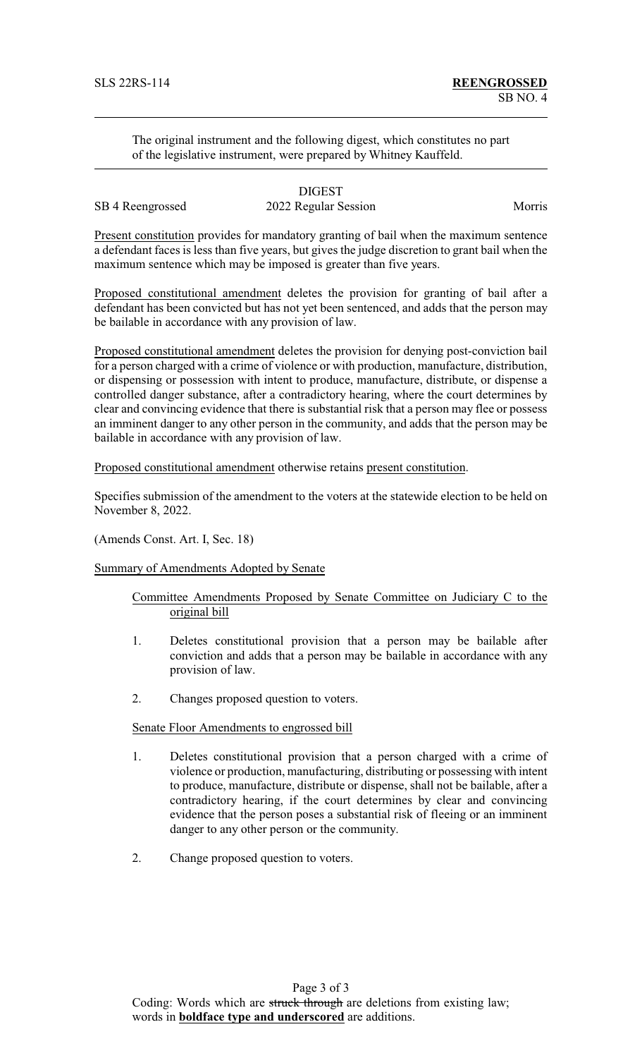The original instrument and the following digest, which constitutes no part of the legislative instrument, were prepared by Whitney Kauffeld.

DIGEST

SB 4 Reengrossed | 2022 Regular Session | Morris

<u>Present constitution</u> provides for mandatory granting of bail when the maximum sentence a defendant faces is less than five years, but gives the judge discretion to grant bail when the maximum sentence which may be imposed is greater than five years.

<u>Proposed constitutional amendment</u> deletes the provision for granting of bail after a defendant has been convicted but has not yet been sentenced, and adds that the person may be bailable in accordance with any provision of law.

<u>Proposed constitutional amendment</u> deletes the provision for denying post-conviction bail for a person charged with a crime of violence or with production, manufacture, distribution, or dispensing or possession with intent to produce, manufacture, distribute, or dispense a controlled danger substance, after a contradictory hearing, where the court determines by clear and convincing evidence that there is substantial risk that a person may flee or possess an imminent danger to any other person in the community, and adds that the person may be bailable in accordance with any provision of law.

<u>Proposed constitutional amendment</u> otherwise retains <u>present constitution</u>.

Specifies submission of the amendment to the voters at the statewide election to be held on November 8, 2022.

(Amends Const. Art. I, Sec. 18)

<u>Summary of Amendments Adopted by Senate</u>

<u>Committee Amendments Proposed by Senate Committee on Judiciary C to the original bill</u>

1. Deletes constitutional provision that a person may be bailable after conviction and adds that a person may be bailable in accordance with any provision of law.

2. Changes proposed question to voters.

<u>Senate Floor Amendments to engrossed bill</u>

1. Deletes constitutional provision that a person charged with a crime of violence or production, manufacturing, distributing or possessing with intent to produce, manufacture, distribute or dispense, shall not be bailable, after a contradictory hearing, if the court determines by clear and convincing evidence that the person poses a substantial risk of fleeing or an imminent danger to any other person or the community.

2. Change proposed question to voters.